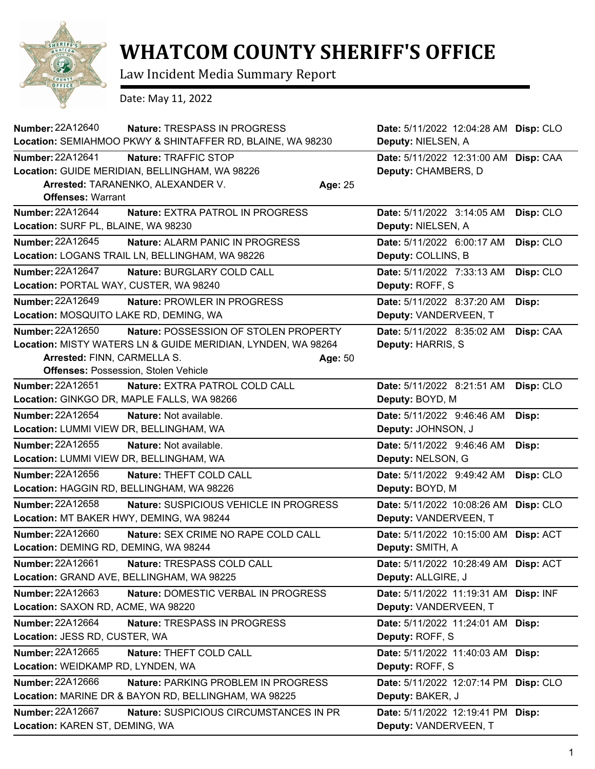# WHATCOM COUNTY SHERIFF'S OFFICE

Law Incident Media Summary Report

Date: May 11, 2022

---

**Number:** 22A12640 **Nature:** TRESPASS IN PROGRESS **Date:** 5/11/2022 12:04:28 AM **Disp:** CLO
**Location:** SEMIAHMOO PKWY & SHINTAFFER RD, BLAINE, WA 98230 **Deputy:** NIELSEN, A

---

**Number:** 22A12641 **Nature:** TRAFFIC STOP **Date:** 5/11/2022 12:31:00 AM **Disp:** CAA
**Location:** GUIDE MERIDIAN, BELLINGHAM, WA 98226 **Deputy:** CHAMBERS, D
**Arrested:** TARANENKO, ALEXANDER V. **Age:** 25
**Offenses:** Warrant

---

**Number:** 22A12644 **Nature:** EXTRA PATROL IN PROGRESS **Date:** 5/11/2022 3:14:05 AM **Disp:** CLO
**Location:** SURF PL, BLAINE, WA 98230 **Deputy:** NIELSEN, A

---

**Number:** 22A12645 **Nature:** ALARM PANIC IN PROGRESS **Date:** 5/11/2022 6:00:17 AM **Disp:** CLO
**Location:** LOGANS TRAIL LN, BELLINGHAM, WA 98226 **Deputy:** COLLINS, B

---

**Number:** 22A12647 **Nature:** BURGLARY COLD CALL **Date:** 5/11/2022 7:33:13 AM **Disp:** CLO
**Location:** PORTAL WAY, CUSTER, WA 98240 **Deputy:** ROFF, S

---

**Number:** 22A12649 **Nature:** PROWLER IN PROGRESS **Date:** 5/11/2022 8:37:20 AM **Disp:**
**Location:** MOSQUITO LAKE RD, DEMING, WA **Deputy:** VANDERVEEN, T

---

**Number:** 22A12650 **Nature:** POSSESSION OF STOLEN PROPERTY **Date:** 5/11/2022 8:35:02 AM **Disp:** CAA
**Location:** MISTY WATERS LN & GUIDE MERIDIAN, LYNDEN, WA 98264 **Deputy:** HARRIS, S
**Arrested:** FINN, CARMELLA S. **Age:** 50
**Offenses:** Possession, Stolen Vehicle

---

**Number:** 22A12651 **Nature:** EXTRA PATROL COLD CALL **Date:** 5/11/2022 8:21:51 AM **Disp:** CLO
**Location:** GINKGO DR, MAPLE FALLS, WA 98266 **Deputy:** BOYD, M

---

**Number:** 22A12654 **Nature:** Not available. **Date:** 5/11/2022 9:46:46 AM **Disp:**
**Location:** LUMMI VIEW DR, BELLINGHAM, WA **Deputy:** JOHNSON, J

---

**Number:** 22A12655 **Nature:** Not available. **Date:** 5/11/2022 9:46:46 AM **Disp:**
**Location:** LUMMI VIEW DR, BELLINGHAM, WA **Deputy:** NELSON, G

---

**Number:** 22A12656 **Nature:** THEFT COLD CALL **Date:** 5/11/2022 9:49:42 AM **Disp:** CLO
**Location:** HAGGIN RD, BELLINGHAM, WA 98226 **Deputy:** BOYD, M

---

**Number:** 22A12658 **Nature:** SUSPICIOUS VEHICLE IN PROGRESS **Date:** 5/11/2022 10:08:26 AM **Disp:** CLO
**Location:** MT BAKER HWY, DEMING, WA 98244 **Deputy:** VANDERVEEN, T

---

**Number:** 22A12660 **Nature:** SEX CRIME NO RAPE COLD CALL **Date:** 5/11/2022 10:15:00 AM **Disp:** ACT
**Location:** DEMING RD, DEMING, WA 98244 **Deputy:** SMITH, A

---

**Number:** 22A12661 **Nature:** TRESPASS COLD CALL **Date:** 5/11/2022 10:28:49 AM **Disp:** ACT
**Location:** GRAND AVE, BELLINGHAM, WA 98225 **Deputy:** ALLGIRE, J

---

**Number:** 22A12663 **Nature:** DOMESTIC VERBAL IN PROGRESS **Date:** 5/11/2022 11:19:31 AM **Disp:** INF
**Location:** SAXON RD, ACME, WA 98220 **Deputy:** VANDERVEEN, T

---

**Number:** 22A12664 **Nature:** TRESPASS IN PROGRESS **Date:** 5/11/2022 11:24:01 AM **Disp:**
**Location:** JESS RD, CUSTER, WA **Deputy:** ROFF, S

---

**Number:** 22A12665 **Nature:** THEFT COLD CALL **Date:** 5/11/2022 11:40:03 AM **Disp:**
**Location:** WEIDKAMP RD, LYNDEN, WA **Deputy:** ROFF, S

---

**Number:** 22A12666 **Nature:** PARKING PROBLEM IN PROGRESS **Date:** 5/11/2022 12:07:14 PM **Disp:** CLO
**Location:** MARINE DR & BAYON RD, BELLINGHAM, WA 98225 **Deputy:** BAKER, J

---

**Number:** 22A12667 **Nature:** SUSPICIOUS CIRCUMSTANCES IN PR **Date:** 5/11/2022 12:19:41 PM **Disp:**
**Location:** KAREN ST, DEMING, WA **Deputy:** VANDERVEEN, T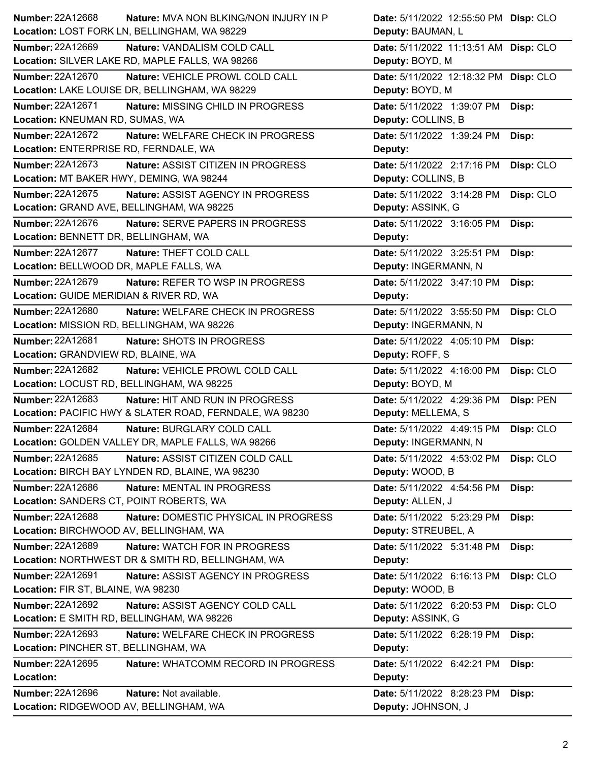| Number | Nature | Date | Disp |
|---|---|---|---|
| 22A12668 | MVA NON BLKING/NON INJURY IN P | 5/11/2022 12:55:50 PM | CLO |
| Location: LOST FORK LN, BELLINGHAM, WA 98229 | | Deputy: BAUMAN, L | |
| 22A12669 | VANDALISM COLD CALL | 5/11/2022 11:13:51 AM | CLO |
| Location: SILVER LAKE RD, MAPLE FALLS, WA 98266 | | Deputy: BOYD, M | |
| 22A12670 | VEHICLE PROWL COLD CALL | 5/11/2022 12:18:32 PM | CLO |
| Location: LAKE LOUISE DR, BELLINGHAM, WA 98229 | | Deputy: BOYD, M | |
| 22A12671 | MISSING CHILD IN PROGRESS | 5/11/2022 1:39:07 PM | |
| Location: KNEUMAN RD, SUMAS, WA | | Deputy: COLLINS, B | |
| 22A12672 | WELFARE CHECK IN PROGRESS | 5/11/2022 1:39:24 PM | |
| Location: ENTERPRISE RD, FERNDALE, WA | | Deputy: | |
| 22A12673 | ASSIST CITIZEN IN PROGRESS | 5/11/2022 2:17:16 PM | CLO |
| Location: MT BAKER HWY, DEMING, WA 98244 | | Deputy: COLLINS, B | |
| 22A12675 | ASSIST AGENCY IN PROGRESS | 5/11/2022 3:14:28 PM | CLO |
| Location: GRAND AVE, BELLINGHAM, WA 98225 | | Deputy: ASSINK, G | |
| 22A12676 | SERVE PAPERS IN PROGRESS | 5/11/2022 3:16:05 PM | |
| Location: BENNETT DR, BELLINGHAM, WA | | Deputy: | |
| 22A12677 | THEFT COLD CALL | 5/11/2022 3:25:51 PM | |
| Location: BELLWOOD DR, MAPLE FALLS, WA | | Deputy: INGERMANN, N | |
| 22A12679 | REFER TO WSP IN PROGRESS | 5/11/2022 3:47:10 PM | |
| Location: GUIDE MERIDIAN & RIVER RD, WA | | Deputy: | |
| 22A12680 | WELFARE CHECK IN PROGRESS | 5/11/2022 3:55:50 PM | CLO |
| Location: MISSION RD, BELLINGHAM, WA 98226 | | Deputy: INGERMANN, N | |
| 22A12681 | SHOTS IN PROGRESS | 5/11/2022 4:05:10 PM | |
| Location: GRANDVIEW RD, BLAINE, WA | | Deputy: ROFF, S | |
| 22A12682 | VEHICLE PROWL COLD CALL | 5/11/2022 4:16:00 PM | CLO |
| Location: LOCUST RD, BELLINGHAM, WA 98225 | | Deputy: BOYD, M | |
| 22A12683 | HIT AND RUN IN PROGRESS | 5/11/2022 4:29:36 PM | PEN |
| Location: PACIFIC HWY & SLATER ROAD, FERNDALE, WA 98230 | | Deputy: MELLEMA, S | |
| 22A12684 | BURGLARY COLD CALL | 5/11/2022 4:49:15 PM | CLO |
| Location: GOLDEN VALLEY DR, MAPLE FALLS, WA 98266 | | Deputy: INGERMANN, N | |
| 22A12685 | ASSIST CITIZEN COLD CALL | 5/11/2022 4:53:02 PM | CLO |
| Location: BIRCH BAY LYNDEN RD, BLAINE, WA 98230 | | Deputy: WOOD, B | |
| 22A12686 | MENTAL IN PROGRESS | 5/11/2022 4:54:56 PM | |
| Location: SANDERS CT, POINT ROBERTS, WA | | Deputy: ALLEN, J | |
| 22A12688 | DOMESTIC PHYSICAL IN PROGRESS | 5/11/2022 5:23:29 PM | |
| Location: BIRCHWOOD AV, BELLINGHAM, WA | | Deputy: STREUBEL, A | |
| 22A12689 | WATCH FOR IN PROGRESS | 5/11/2022 5:31:48 PM | |
| Location: NORTHWEST DR & SMITH RD, BELLINGHAM, WA | | Deputy: | |
| 22A12691 | ASSIST AGENCY IN PROGRESS | 5/11/2022 6:16:13 PM | CLO |
| Location: FIR ST, BLAINE, WA 98230 | | Deputy: WOOD, B | |
| 22A12692 | ASSIST AGENCY COLD CALL | 5/11/2022 6:20:53 PM | CLO |
| Location: E SMITH RD, BELLINGHAM, WA 98226 | | Deputy: ASSINK, G | |
| 22A12693 | WELFARE CHECK IN PROGRESS | 5/11/2022 6:28:19 PM | |
| Location: PINCHER ST, BELLINGHAM, WA | | Deputy: | |
| 22A12695 | WHATCOMM RECORD IN PROGRESS | 5/11/2022 6:42:21 PM | |
| Location: | | Deputy: | |
| 22A12696 | Not available. | 5/11/2022 8:28:23 PM | |
| Location: RIDGEWOOD AV, BELLINGHAM, WA | | Deputy: JOHNSON, J | |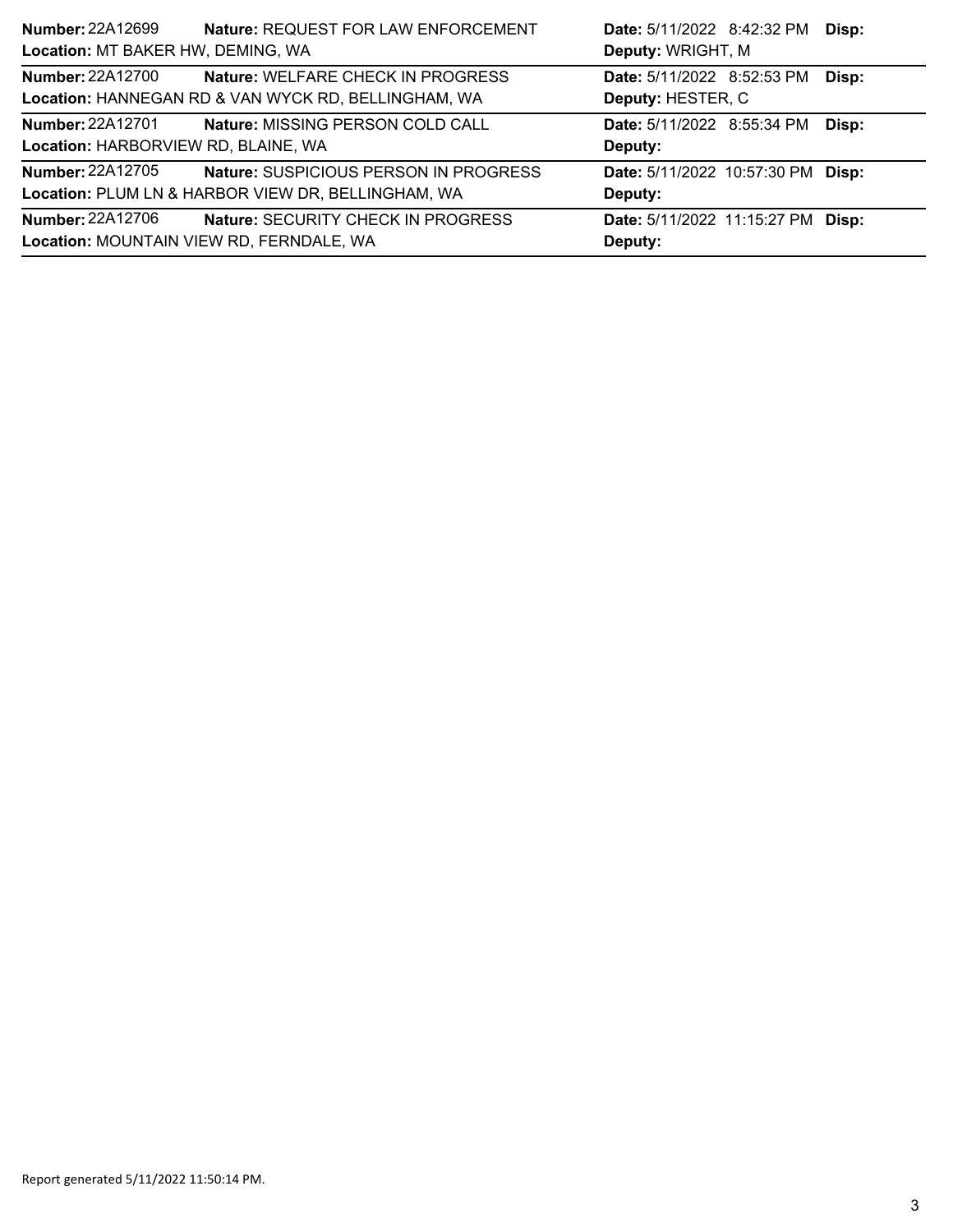**Number:** 22A12699 **Nature:** REQUEST FOR LAW ENFORCEMENT **Date:** 5/11/2022 8:42:32 PM **Disp:**
**Location:** MT BAKER HW, DEMING, WA **Deputy:** WRIGHT, M

---

**Number:** 22A12700 **Nature:** WELFARE CHECK IN PROGRESS **Date:** 5/11/2022 8:52:53 PM **Disp:**
**Location:** HANNEGAN RD & VAN WYCK RD, BELLINGHAM, WA **Deputy:** HESTER, C

---

**Number:** 22A12701 **Nature:** MISSING PERSON COLD CALL **Date:** 5/11/2022 8:55:34 PM **Disp:**
**Location:** HARBORVIEW RD, BLAINE, WA **Deputy:**

---

**Number:** 22A12705 **Nature:** SUSPICIOUS PERSON IN PROGRESS **Date:** 5/11/2022 10:57:30 PM **Disp:**
**Location:** PLUM LN & HARBOR VIEW DR, BELLINGHAM, WA **Deputy:**

---

**Number:** 22A12706 **Nature:** SECURITY CHECK IN PROGRESS **Date:** 5/11/2022 11:15:27 PM **Disp:**
**Location:** MOUNTAIN VIEW RD, FERNDALE, WA **Deputy:**

---

Report generated 5/11/2022 11:50:14 PM.